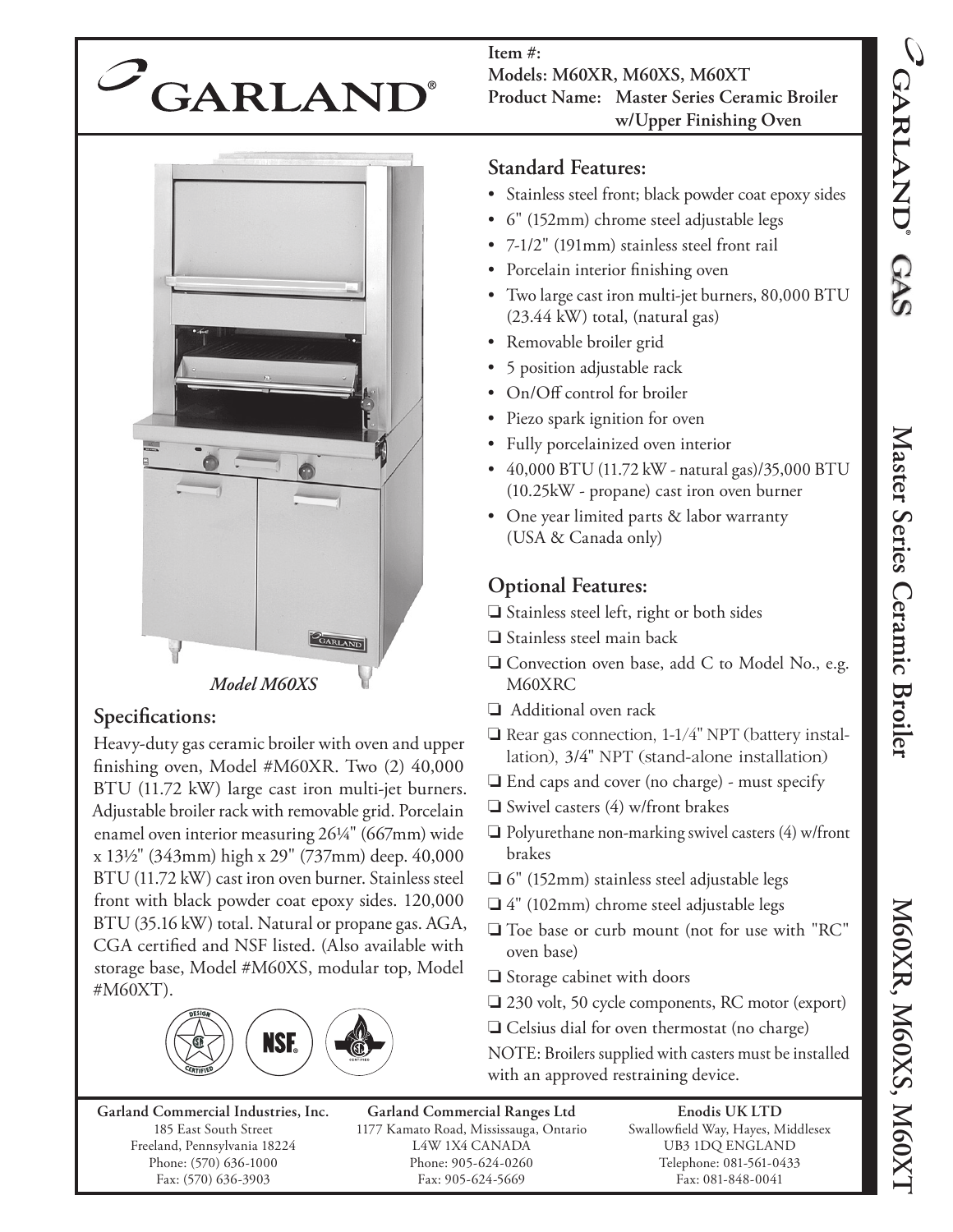# GARLAND®

**Item #:**
**Models: M60XR, M60XS, M60XT**
**Product Name: Master Series Ceramic Broiler w/Upper Finishing Oven**

*Model M60XS*

## Specifications:

Heavy-duty gas ceramic broiler with oven and upper finishing oven, Model #M60XR. Two (2) 40,000 BTU (11.72 kW) large cast iron multi-jet burners. Adjustable broiler rack with removable grid. Porcelain enamel oven interior measuring 26¼" (667mm) wide x 13½" (343mm) high x 29" (737mm) deep. 40,000 BTU (11.72 kW) cast iron oven burner. Stainless steel front with black powder coat epoxy sides. 120,000 BTU (35.16 kW) total. Natural or propane gas. AGA, CGA certified and NSF listed. (Also available with storage base, Model #M60XS, modular top, Model #M60XT).

## Standard Features:

- Stainless steel front; black powder coat epoxy sides
- 6" (152mm) chrome steel adjustable legs
- 7-1/2" (191mm) stainless steel front rail
- Porcelain interior finishing oven
- Two large cast iron multi-jet burners, 80,000 BTU (23.44 kW) total, (natural gas)
- Removable broiler grid
- 5 position adjustable rack
- On/Off control for broiler
- Piezo spark ignition for oven
- Fully porcelainized oven interior
- 40,000 BTU (11.72 kW - natural gas)/35,000 BTU (10.25kW - propane) cast iron oven burner
- One year limited parts & labor warranty (USA & Canada only)

## Optional Features:

- ❑ Stainless steel left, right or both sides
- ❑ Stainless steel main back
- ❑ Convection oven base, add C to Model No., e.g. M60XRC
- ❑ Additional oven rack
- ❑ Rear gas connection, 1-1/4" NPT (battery installation), 3/4" NPT (stand-alone installation)
- ❑ End caps and cover (no charge) - must specify
- ❑ Swivel casters (4) w/front brakes
- ❑ Polyurethane non-marking swivel casters (4) w/front brakes
- ❑ 6" (152mm) stainless steel adjustable legs
- ❑ 4" (102mm) chrome steel adjustable legs
- ❑ Toe base or curb mount (not for use with "RC" oven base)
- ❑ Storage cabinet with doors
- ❑ 230 volt, 50 cycle components, RC motor (export)
- ❑ Celsius dial for oven thermostat (no charge)

NOTE: Broilers supplied with casters must be installed with an approved restraining device.

GARLAND® GAS — Master Series Ceramic Broiler — M60XR, M60XS, M60XT

---

**Garland Commercial Industries, Inc.**
185 East South Street
Freeland, Pennsylvania 18224
Phone: (570) 636-1000
Fax: (570) 636-3903

**Garland Commercial Ranges Ltd**
1177 Kamato Road, Mississauga, Ontario
L4W 1X4 CANADA
Phone: 905-624-0260
Fax: 905-624-5669

**Enodis UK LTD**
Swallowfield Way, Hayes, Middlesex
UB3 1DQ ENGLAND
Telephone: 081-561-0433
Fax: 081-848-0041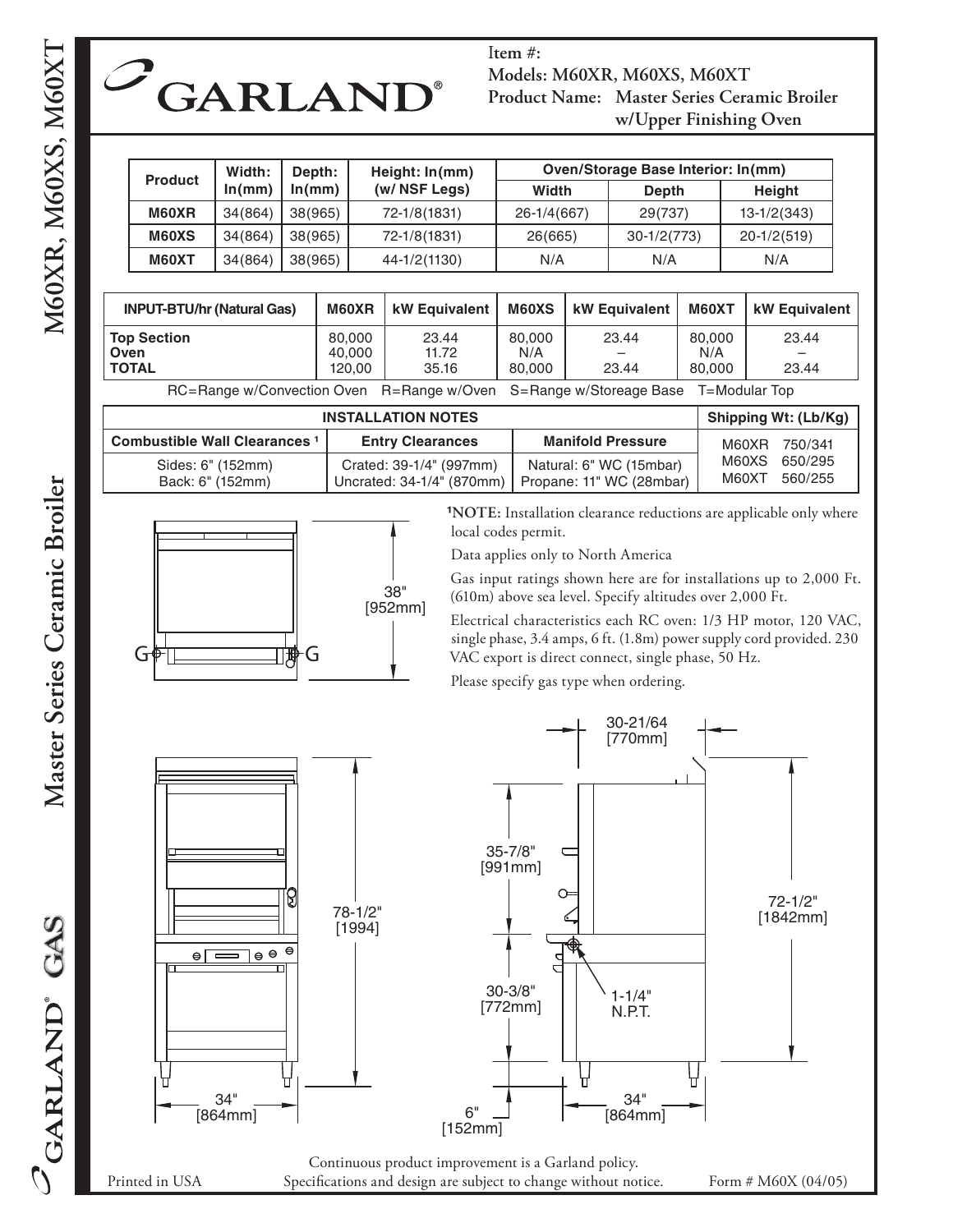# GARLAND®

**Item #:**
**Models: M60XR, M60XS, M60XT**
**Product Name: Master Series Ceramic Broiler w/Upper Finishing Oven**

| Product | Width: In(mm) | Depth: In(mm) | Height: In(mm) (w/ NSF Legs) | Oven/Storage Base Interior: In(mm) | | |
|---|---|---|---|---|---|---|
| | | | | Width | Depth | Height |
| M60XR | 34(864) | 38(965) | 72-1/8(1831) | 26-1/4(667) | 29(737) | 13-1/2(343) |
| M60XS | 34(864) | 38(965) | 72-1/8(1831) | 26(665) | 30-1/2(773) | 20-1/2(519) |
| M60XT | 34(864) | 38(965) | 44-1/2(1130) | N/A | N/A | N/A |

| INPUT-BTU/hr (Natural Gas) | M60XR | kW Equivalent | M60XS | kW Equivalent | M60XT | kW Equivalent |
|---|---|---|---|---|---|---|
| Top Section | 80,000 | 23.44 | 80,000 | 23.44 | 80,000 | 23.44 |
| Oven | 40,000 | 11.72 | N/A | – | N/A | – |
| TOTAL | 120,00 | 35.16 | 80,000 | 23.44 | 80,000 | 23.44 |

RC=Range w/Convection Oven R=Range w/Oven S=Range w/Storeage Base T=Modular Top

| INSTALLATION NOTES | | | Shipping Wt: (Lb/Kg) |
|---|---|---|---|
| Combustible Wall Clearances [1] | Entry Clearances | Manifold Pressure | M60XR 750/341 |
| Sides: 6" (152mm) | Crated: 39-1/4" (997mm) | Natural: 6" WC (15mbar) | M60XS 650/295 |
| Back: 6" (152mm) | Uncrated: 34-1/4" (870mm) | Propane: 11" WC (28mbar) | M60XT 560/255 |

[1]**NOTE:** Installation clearance reductions are applicable only where local codes permit.

Data applies only to North America

Gas input ratings shown here are for installations up to 2,000 Ft. (610m) above sea level. Specify altitudes over 2,000 Ft.

Electrical characteristics each RC oven: 1/3 HP motor, 120 VAC, single phase, 3.4 amps, 6 ft. (1.8m) power supply cord provided. 230 VAC export is direct connect, single phase, 50 Hz.

Please specify gas type when ordering.

G G
38" [952mm]

78-1/2" [1994]
34" [864mm]

30-21/64 [770mm]
35-7/8" [991mm]
30-3/8" [772mm]
1-1/4" N.P.T.
72-1/2" [1842mm]
6" [152mm]
34" [864mm]

Printed in USA

Continuous product improvement is a Garland policy.
Specifications and design are subject to change without notice.

Form # M60X (04/05)